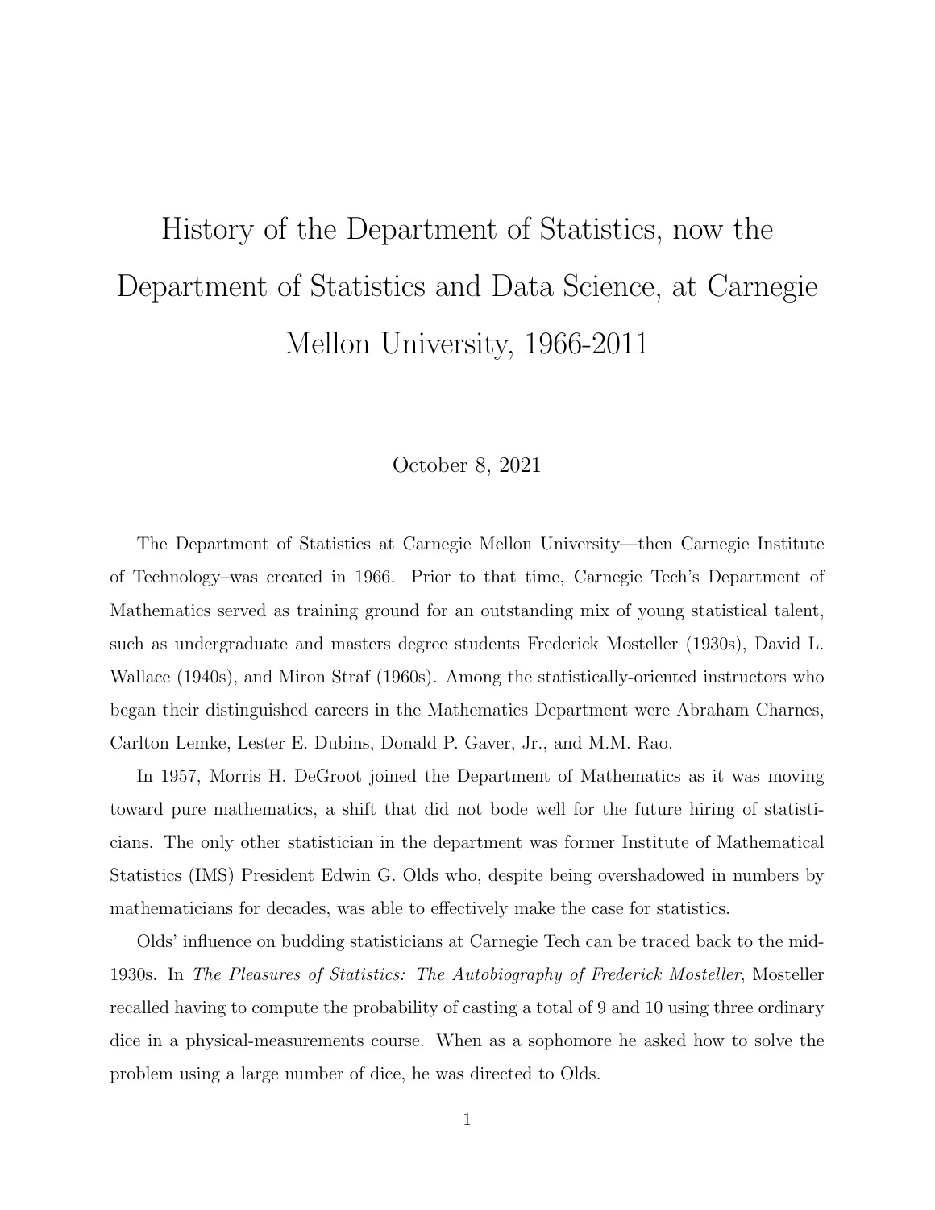# History of the Department of Statistics, now the Department of Statistics and Data Science, at Carnegie Mellon University, 1966-2011

October 8, 2021

The Department of Statistics at Carnegie Mellon University—then Carnegie Institute of Technology–was created in 1966. Prior to that time, Carnegie Tech's Department of Mathematics served as training ground for an outstanding mix of young statistical talent, such as undergraduate and masters degree students Frederick Mosteller (1930s), David L. Wallace (1940s), and Miron Straf (1960s). Among the statistically-oriented instructors who began their distinguished careers in the Mathematics Department were Abraham Charnes, Carlton Lemke, Lester E. Dubins, Donald P. Gaver, Jr., and M.M. Rao.

In 1957, Morris H. DeGroot joined the Department of Mathematics as it was moving toward pure mathematics, a shift that did not bode well for the future hiring of statisticians. The only other statistician in the department was former Institute of Mathematical Statistics (IMS) President Edwin G. Olds who, despite being overshadowed in numbers by mathematicians for decades, was able to effectively make the case for statistics.

Olds' influence on budding statisticians at Carnegie Tech can be traced back to the mid-1930s. In *The Pleasures of Statistics: The Autobiography of Frederick Mosteller*, Mosteller recalled having to compute the probability of casting a total of 9 and 10 using three ordinary dice in a physical-measurements course. When as a sophomore he asked how to solve the problem using a large number of dice, he was directed to Olds.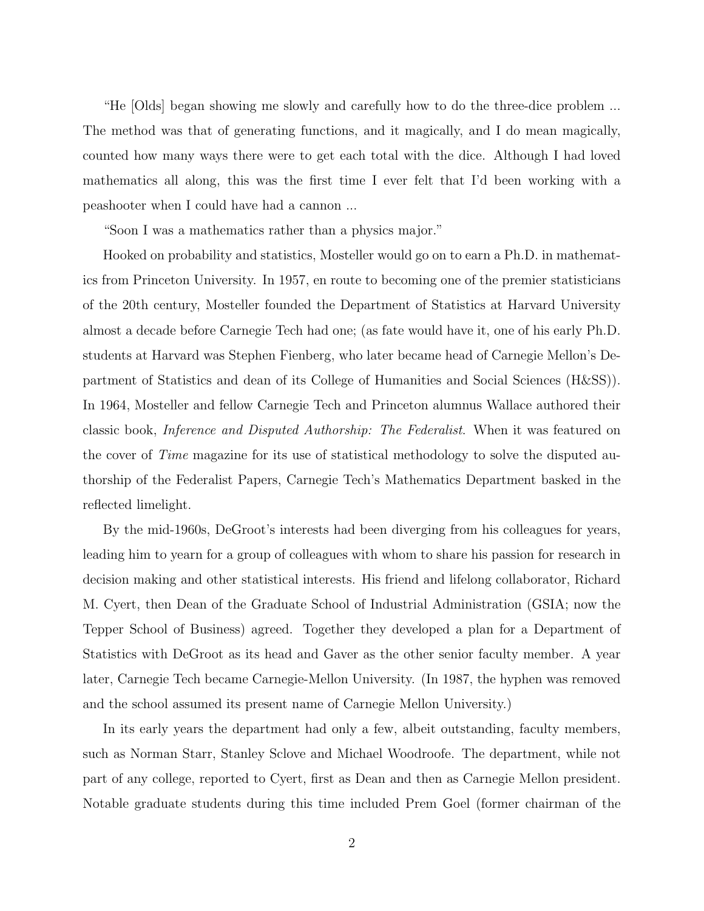"He [Olds] began showing me slowly and carefully how to do the three-dice problem ... The method was that of generating functions, and it magically, and I do mean magically, counted how many ways there were to get each total with the dice. Although I had loved mathematics all along, this was the first time I ever felt that I'd been working with a peashooter when I could have had a cannon ...

"Soon I was a mathematics rather than a physics major."

Hooked on probability and statistics, Mosteller would go on to earn a Ph.D. in mathematics from Princeton University. In 1957, en route to becoming one of the premier statisticians of the 20th century, Mosteller founded the Department of Statistics at Harvard University almost a decade before Carnegie Tech had one; (as fate would have it, one of his early Ph.D. students at Harvard was Stephen Fienberg, who later became head of Carnegie Mellon's Department of Statistics and dean of its College of Humanities and Social Sciences (H&SS)). In 1964, Mosteller and fellow Carnegie Tech and Princeton alumnus Wallace authored their classic book, *Inference and Disputed Authorship: The Federalist*. When it was featured on the cover of *Time* magazine for its use of statistical methodology to solve the disputed authorship of the Federalist Papers, Carnegie Tech's Mathematics Department basked in the reflected limelight.

By the mid-1960s, DeGroot's interests had been diverging from his colleagues for years, leading him to yearn for a group of colleagues with whom to share his passion for research in decision making and other statistical interests. His friend and lifelong collaborator, Richard M. Cyert, then Dean of the Graduate School of Industrial Administration (GSIA; now the Tepper School of Business) agreed. Together they developed a plan for a Department of Statistics with DeGroot as its head and Gaver as the other senior faculty member. A year later, Carnegie Tech became Carnegie-Mellon University. (In 1987, the hyphen was removed and the school assumed its present name of Carnegie Mellon University.)

In its early years the department had only a few, albeit outstanding, faculty members, such as Norman Starr, Stanley Sclove and Michael Woodroofe. The department, while not part of any college, reported to Cyert, first as Dean and then as Carnegie Mellon president. Notable graduate students during this time included Prem Goel (former chairman of the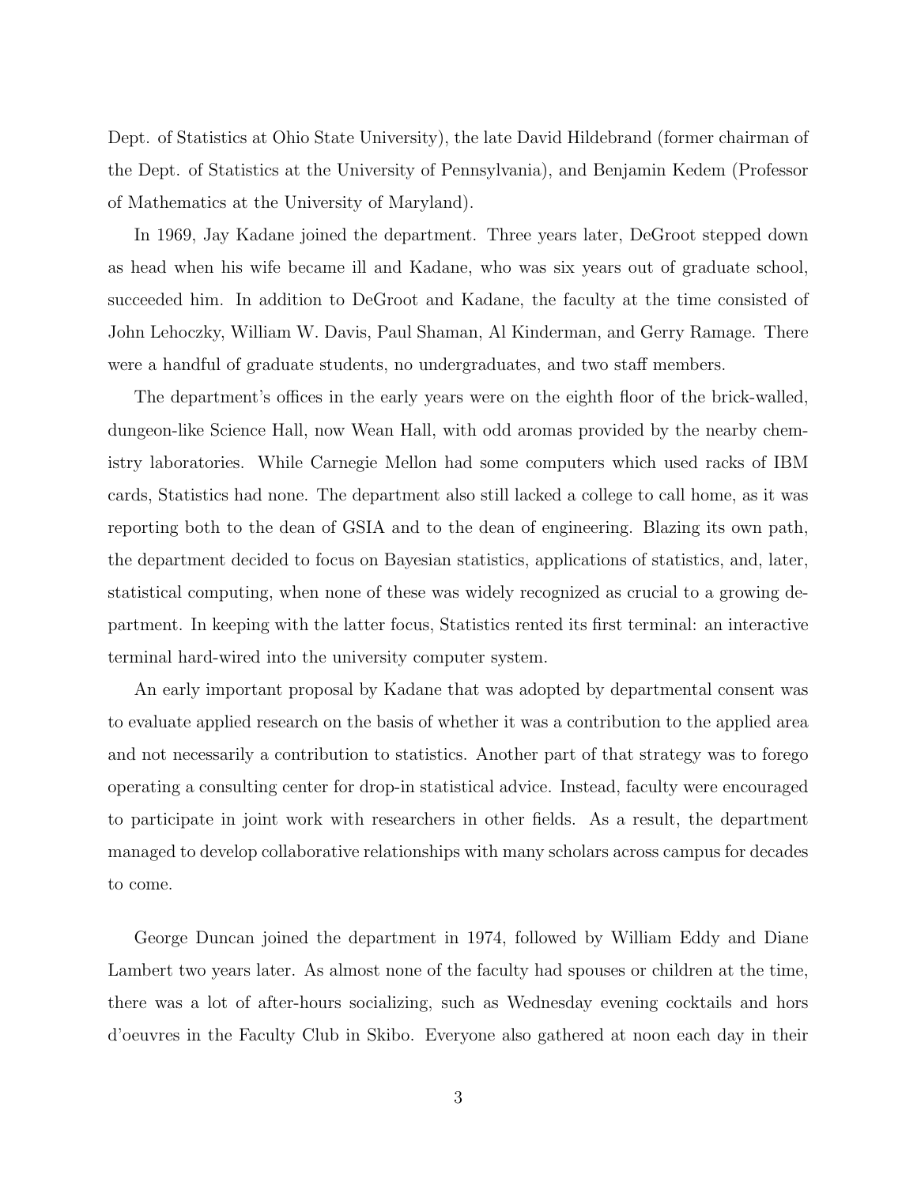Dept. of Statistics at Ohio State University), the late David Hildebrand (former chairman of the Dept. of Statistics at the University of Pennsylvania), and Benjamin Kedem (Professor of Mathematics at the University of Maryland).

In 1969, Jay Kadane joined the department. Three years later, DeGroot stepped down as head when his wife became ill and Kadane, who was six years out of graduate school, succeeded him. In addition to DeGroot and Kadane, the faculty at the time consisted of John Lehoczky, William W. Davis, Paul Shaman, Al Kinderman, and Gerry Ramage. There were a handful of graduate students, no undergraduates, and two staff members.

The department's offices in the early years were on the eighth floor of the brick-walled, dungeon-like Science Hall, now Wean Hall, with odd aromas provided by the nearby chemistry laboratories. While Carnegie Mellon had some computers which used racks of IBM cards, Statistics had none. The department also still lacked a college to call home, as it was reporting both to the dean of GSIA and to the dean of engineering. Blazing its own path, the department decided to focus on Bayesian statistics, applications of statistics, and, later, statistical computing, when none of these was widely recognized as crucial to a growing department. In keeping with the latter focus, Statistics rented its first terminal: an interactive terminal hard-wired into the university computer system.

An early important proposal by Kadane that was adopted by departmental consent was to evaluate applied research on the basis of whether it was a contribution to the applied area and not necessarily a contribution to statistics. Another part of that strategy was to forego operating a consulting center for drop-in statistical advice. Instead, faculty were encouraged to participate in joint work with researchers in other fields. As a result, the department managed to develop collaborative relationships with many scholars across campus for decades to come.

George Duncan joined the department in 1974, followed by William Eddy and Diane Lambert two years later. As almost none of the faculty had spouses or children at the time, there was a lot of after-hours socializing, such as Wednesday evening cocktails and hors d'oeuvres in the Faculty Club in Skibo. Everyone also gathered at noon each day in their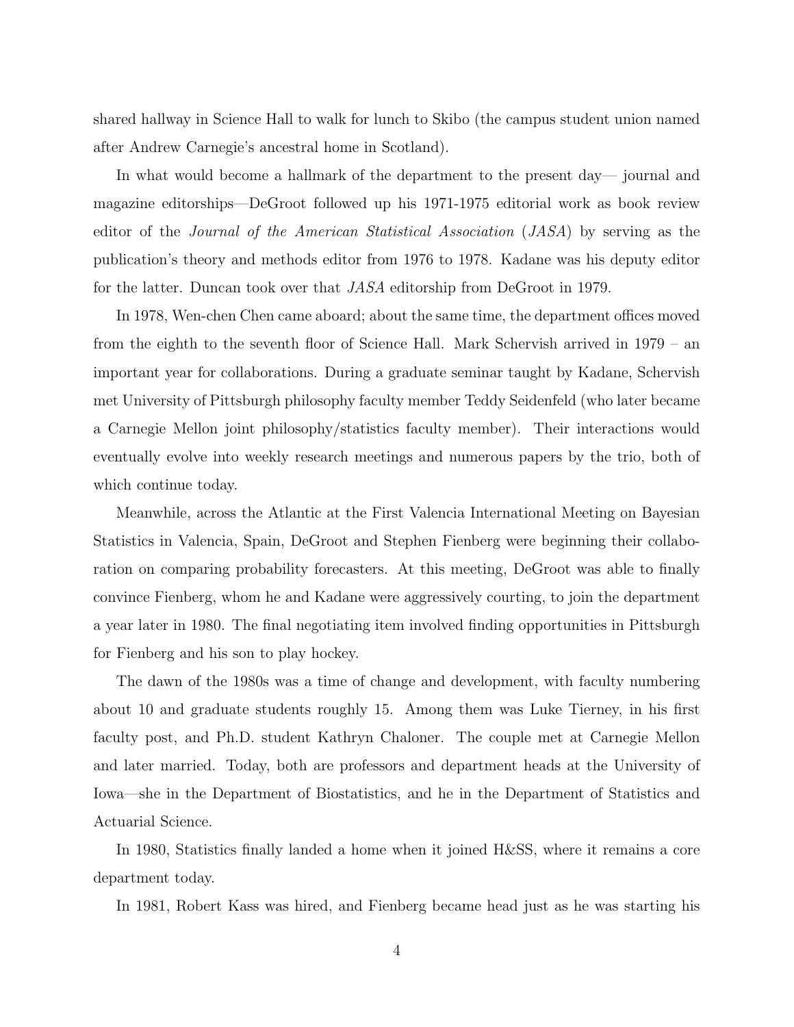shared hallway in Science Hall to walk for lunch to Skibo (the campus student union named after Andrew Carnegie's ancestral home in Scotland).

In what would become a hallmark of the department to the present day— journal and magazine editorships—DeGroot followed up his 1971-1975 editorial work as book review editor of the *Journal of the American Statistical Association* (*JASA*) by serving as the publication's theory and methods editor from 1976 to 1978. Kadane was his deputy editor for the latter. Duncan took over that *JASA* editorship from DeGroot in 1979.

In 1978, Wen-chen Chen came aboard; about the same time, the department offices moved from the eighth to the seventh floor of Science Hall. Mark Schervish arrived in 1979 – an important year for collaborations. During a graduate seminar taught by Kadane, Schervish met University of Pittsburgh philosophy faculty member Teddy Seidenfeld (who later became a Carnegie Mellon joint philosophy/statistics faculty member). Their interactions would eventually evolve into weekly research meetings and numerous papers by the trio, both of which continue today.

Meanwhile, across the Atlantic at the First Valencia International Meeting on Bayesian Statistics in Valencia, Spain, DeGroot and Stephen Fienberg were beginning their collaboration on comparing probability forecasters. At this meeting, DeGroot was able to finally convince Fienberg, whom he and Kadane were aggressively courting, to join the department a year later in 1980. The final negotiating item involved finding opportunities in Pittsburgh for Fienberg and his son to play hockey.

The dawn of the 1980s was a time of change and development, with faculty numbering about 10 and graduate students roughly 15. Among them was Luke Tierney, in his first faculty post, and Ph.D. student Kathryn Chaloner. The couple met at Carnegie Mellon and later married. Today, both are professors and department heads at the University of Iowa—she in the Department of Biostatistics, and he in the Department of Statistics and Actuarial Science.

In 1980, Statistics finally landed a home when it joined H&SS, where it remains a core department today.

In 1981, Robert Kass was hired, and Fienberg became head just as he was starting his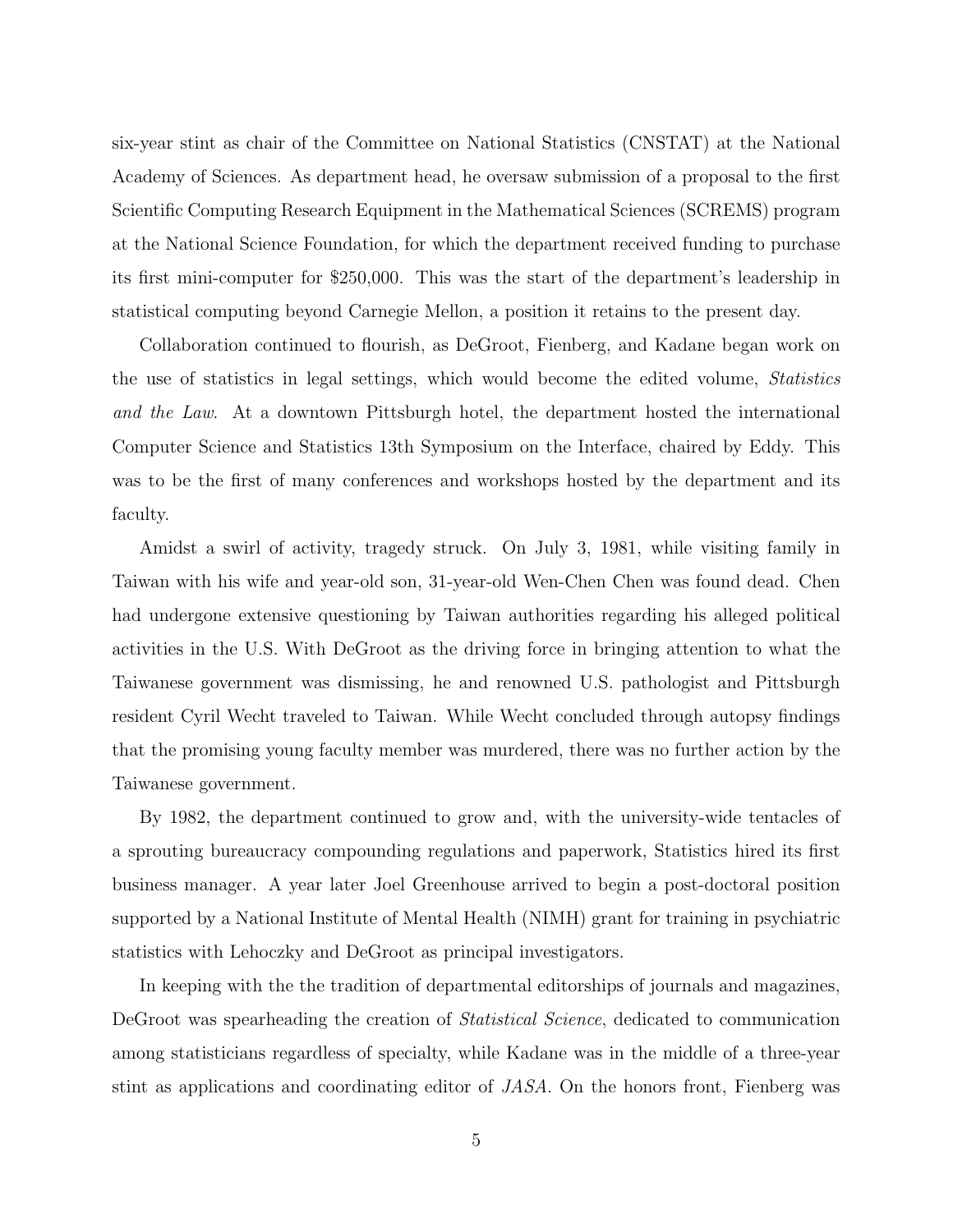six-year stint as chair of the Committee on National Statistics (CNSTAT) at the National Academy of Sciences. As department head, he oversaw submission of a proposal to the first Scientific Computing Research Equipment in the Mathematical Sciences (SCREMS) program at the National Science Foundation, for which the department received funding to purchase its first mini-computer for $250,000. This was the start of the department's leadership in statistical computing beyond Carnegie Mellon, a position it retains to the present day.

Collaboration continued to flourish, as DeGroot, Fienberg, and Kadane began work on the use of statistics in legal settings, which would become the edited volume, *Statistics and the Law*. At a downtown Pittsburgh hotel, the department hosted the international Computer Science and Statistics 13th Symposium on the Interface, chaired by Eddy. This was to be the first of many conferences and workshops hosted by the department and its faculty.

Amidst a swirl of activity, tragedy struck. On July 3, 1981, while visiting family in Taiwan with his wife and year-old son, 31-year-old Wen-Chen Chen was found dead. Chen had undergone extensive questioning by Taiwan authorities regarding his alleged political activities in the U.S. With DeGroot as the driving force in bringing attention to what the Taiwanese government was dismissing, he and renowned U.S. pathologist and Pittsburgh resident Cyril Wecht traveled to Taiwan. While Wecht concluded through autopsy findings that the promising young faculty member was murdered, there was no further action by the Taiwanese government.

By 1982, the department continued to grow and, with the university-wide tentacles of a sprouting bureaucracy compounding regulations and paperwork, Statistics hired its first business manager. A year later Joel Greenhouse arrived to begin a post-doctoral position supported by a National Institute of Mental Health (NIMH) grant for training in psychiatric statistics with Lehoczky and DeGroot as principal investigators.

In keeping with the the tradition of departmental editorships of journals and magazines, DeGroot was spearheading the creation of *Statistical Science*, dedicated to communication among statisticians regardless of specialty, while Kadane was in the middle of a three-year stint as applications and coordinating editor of *JASA*. On the honors front, Fienberg was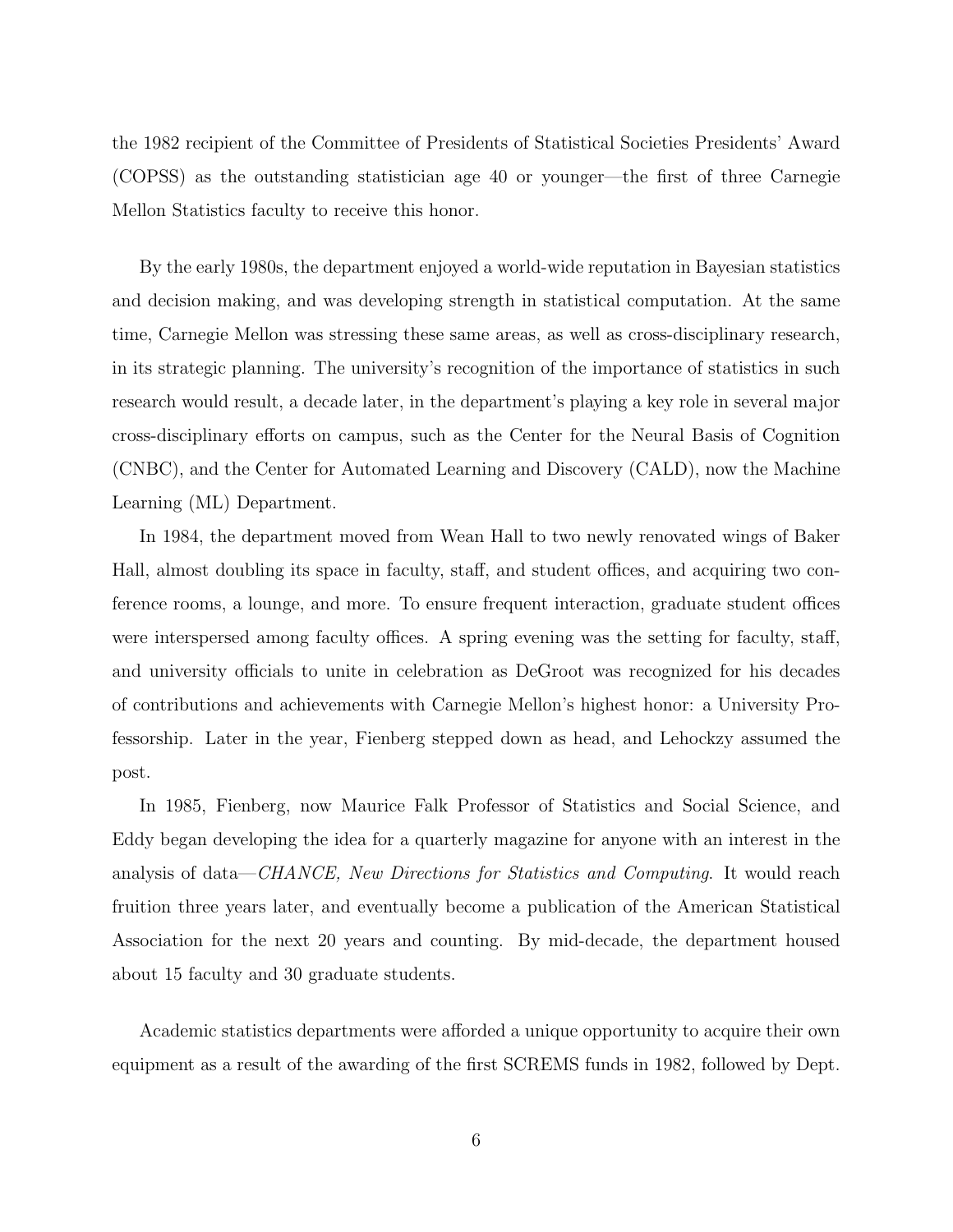the 1982 recipient of the Committee of Presidents of Statistical Societies Presidents' Award (COPSS) as the outstanding statistician age 40 or younger—the first of three Carnegie Mellon Statistics faculty to receive this honor.

By the early 1980s, the department enjoyed a world-wide reputation in Bayesian statistics and decision making, and was developing strength in statistical computation. At the same time, Carnegie Mellon was stressing these same areas, as well as cross-disciplinary research, in its strategic planning. The university's recognition of the importance of statistics in such research would result, a decade later, in the department's playing a key role in several major cross-disciplinary efforts on campus, such as the Center for the Neural Basis of Cognition (CNBC), and the Center for Automated Learning and Discovery (CALD), now the Machine Learning (ML) Department.

In 1984, the department moved from Wean Hall to two newly renovated wings of Baker Hall, almost doubling its space in faculty, staff, and student offices, and acquiring two conference rooms, a lounge, and more. To ensure frequent interaction, graduate student offices were interspersed among faculty offices. A spring evening was the setting for faculty, staff, and university officials to unite in celebration as DeGroot was recognized for his decades of contributions and achievements with Carnegie Mellon's highest honor: a University Professorship. Later in the year, Fienberg stepped down as head, and Lehockzy assumed the post.

In 1985, Fienberg, now Maurice Falk Professor of Statistics and Social Science, and Eddy began developing the idea for a quarterly magazine for anyone with an interest in the analysis of data—*CHANCE, New Directions for Statistics and Computing*. It would reach fruition three years later, and eventually become a publication of the American Statistical Association for the next 20 years and counting. By mid-decade, the department housed about 15 faculty and 30 graduate students.

Academic statistics departments were afforded a unique opportunity to acquire their own equipment as a result of the awarding of the first SCREMS funds in 1982, followed by Dept.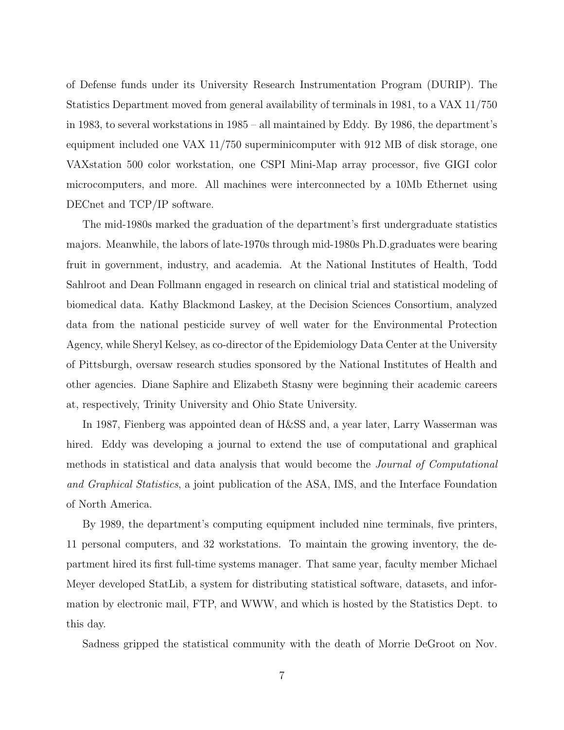of Defense funds under its University Research Instrumentation Program (DURIP). The Statistics Department moved from general availability of terminals in 1981, to a VAX 11/750 in 1983, to several workstations in 1985 – all maintained by Eddy. By 1986, the department's equipment included one VAX 11/750 superminicomputer with 912 MB of disk storage, one VAXstation 500 color workstation, one CSPI Mini-Map array processor, five GIGI color microcomputers, and more. All machines were interconnected by a 10Mb Ethernet using DECnet and TCP/IP software.

The mid-1980s marked the graduation of the department's first undergraduate statistics majors. Meanwhile, the labors of late-1970s through mid-1980s Ph.D.graduates were bearing fruit in government, industry, and academia. At the National Institutes of Health, Todd Sahlroot and Dean Follmann engaged in research on clinical trial and statistical modeling of biomedical data. Kathy Blackmond Laskey, at the Decision Sciences Consortium, analyzed data from the national pesticide survey of well water for the Environmental Protection Agency, while Sheryl Kelsey, as co-director of the Epidemiology Data Center at the University of Pittsburgh, oversaw research studies sponsored by the National Institutes of Health and other agencies. Diane Saphire and Elizabeth Stasny were beginning their academic careers at, respectively, Trinity University and Ohio State University.

In 1987, Fienberg was appointed dean of H&SS and, a year later, Larry Wasserman was hired. Eddy was developing a journal to extend the use of computational and graphical methods in statistical and data analysis that would become the *Journal of Computational and Graphical Statistics*, a joint publication of the ASA, IMS, and the Interface Foundation of North America.

By 1989, the department's computing equipment included nine terminals, five printers, 11 personal computers, and 32 workstations. To maintain the growing inventory, the department hired its first full-time systems manager. That same year, faculty member Michael Meyer developed StatLib, a system for distributing statistical software, datasets, and information by electronic mail, FTP, and WWW, and which is hosted by the Statistics Dept. to this day.

Sadness gripped the statistical community with the death of Morrie DeGroot on Nov.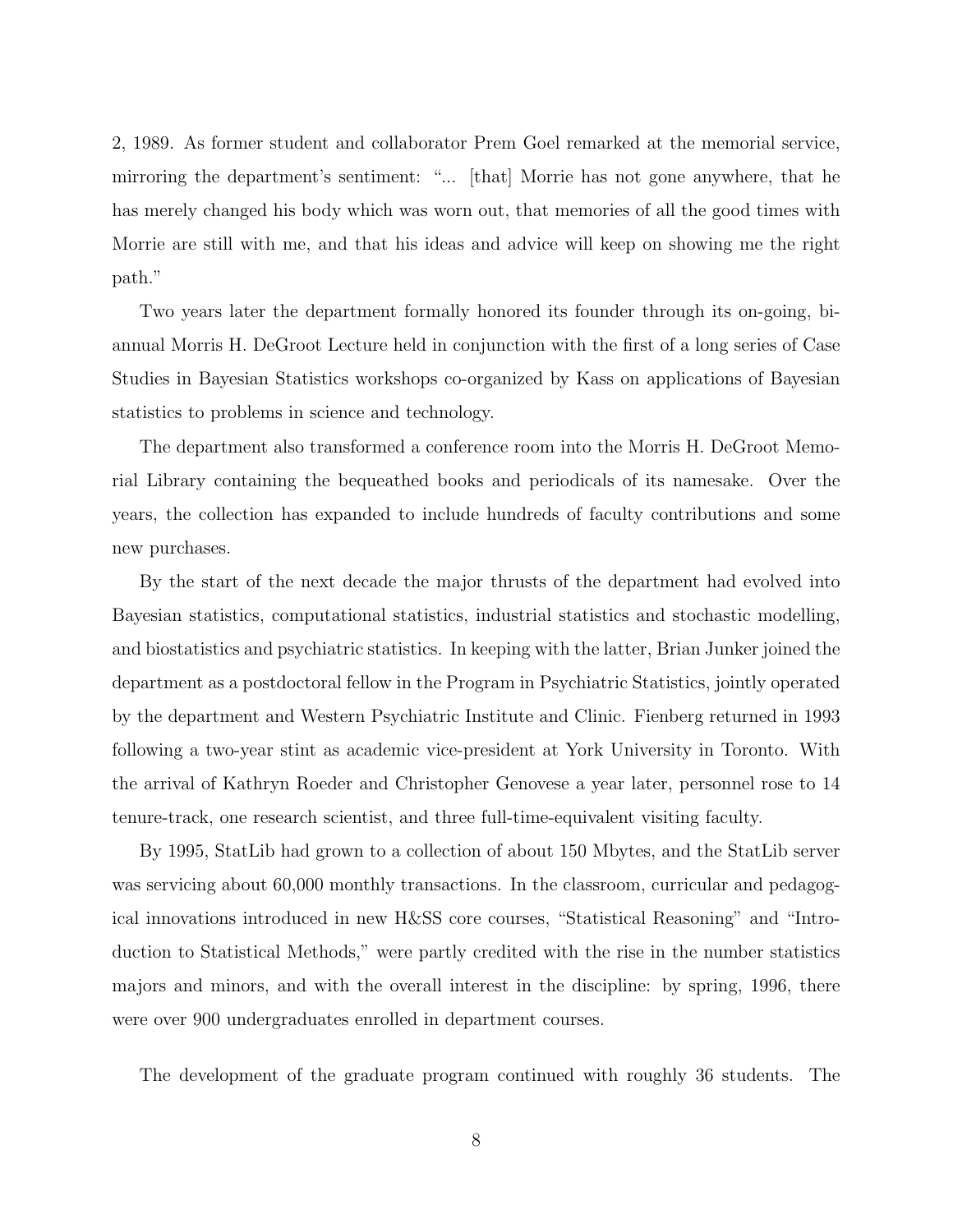2, 1989. As former student and collaborator Prem Goel remarked at the memorial service, mirroring the department's sentiment: "... [that] Morrie has not gone anywhere, that he has merely changed his body which was worn out, that memories of all the good times with Morrie are still with me, and that his ideas and advice will keep on showing me the right path."

Two years later the department formally honored its founder through its on-going, biannual Morris H. DeGroot Lecture held in conjunction with the first of a long series of Case Studies in Bayesian Statistics workshops co-organized by Kass on applications of Bayesian statistics to problems in science and technology.

The department also transformed a conference room into the Morris H. DeGroot Memorial Library containing the bequeathed books and periodicals of its namesake. Over the years, the collection has expanded to include hundreds of faculty contributions and some new purchases.

By the start of the next decade the major thrusts of the department had evolved into Bayesian statistics, computational statistics, industrial statistics and stochastic modelling, and biostatistics and psychiatric statistics. In keeping with the latter, Brian Junker joined the department as a postdoctoral fellow in the Program in Psychiatric Statistics, jointly operated by the department and Western Psychiatric Institute and Clinic. Fienberg returned in 1993 following a two-year stint as academic vice-president at York University in Toronto. With the arrival of Kathryn Roeder and Christopher Genovese a year later, personnel rose to 14 tenure-track, one research scientist, and three full-time-equivalent visiting faculty.

By 1995, StatLib had grown to a collection of about 150 Mbytes, and the StatLib server was servicing about 60,000 monthly transactions. In the classroom, curricular and pedagogical innovations introduced in new H&SS core courses, "Statistical Reasoning" and "Introduction to Statistical Methods," were partly credited with the rise in the number statistics majors and minors, and with the overall interest in the discipline: by spring, 1996, there were over 900 undergraduates enrolled in department courses.

The development of the graduate program continued with roughly 36 students. The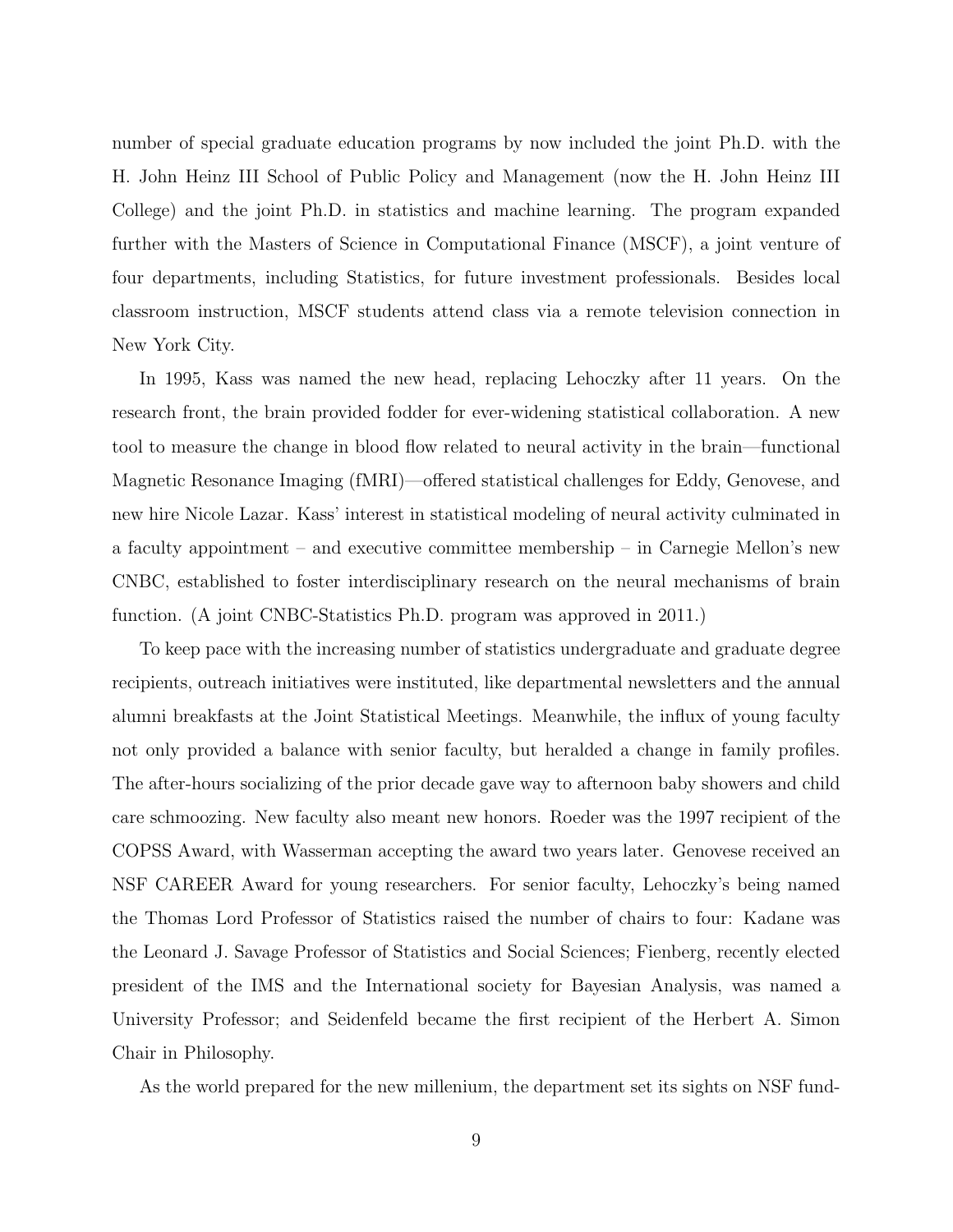number of special graduate education programs by now included the joint Ph.D. with the H. John Heinz III School of Public Policy and Management (now the H. John Heinz III College) and the joint Ph.D. in statistics and machine learning. The program expanded further with the Masters of Science in Computational Finance (MSCF), a joint venture of four departments, including Statistics, for future investment professionals. Besides local classroom instruction, MSCF students attend class via a remote television connection in New York City.

In 1995, Kass was named the new head, replacing Lehoczky after 11 years. On the research front, the brain provided fodder for ever-widening statistical collaboration. A new tool to measure the change in blood flow related to neural activity in the brain—functional Magnetic Resonance Imaging (fMRI)—offered statistical challenges for Eddy, Genovese, and new hire Nicole Lazar. Kass' interest in statistical modeling of neural activity culminated in a faculty appointment – and executive committee membership – in Carnegie Mellon's new CNBC, established to foster interdisciplinary research on the neural mechanisms of brain function. (A joint CNBC-Statistics Ph.D. program was approved in 2011.)

To keep pace with the increasing number of statistics undergraduate and graduate degree recipients, outreach initiatives were instituted, like departmental newsletters and the annual alumni breakfasts at the Joint Statistical Meetings. Meanwhile, the influx of young faculty not only provided a balance with senior faculty, but heralded a change in family profiles. The after-hours socializing of the prior decade gave way to afternoon baby showers and child care schmoozing. New faculty also meant new honors. Roeder was the 1997 recipient of the COPSS Award, with Wasserman accepting the award two years later. Genovese received an NSF CAREER Award for young researchers. For senior faculty, Lehoczky's being named the Thomas Lord Professor of Statistics raised the number of chairs to four: Kadane was the Leonard J. Savage Professor of Statistics and Social Sciences; Fienberg, recently elected president of the IMS and the International society for Bayesian Analysis, was named a University Professor; and Seidenfeld became the first recipient of the Herbert A. Simon Chair in Philosophy.

As the world prepared for the new millenium, the department set its sights on NSF fund-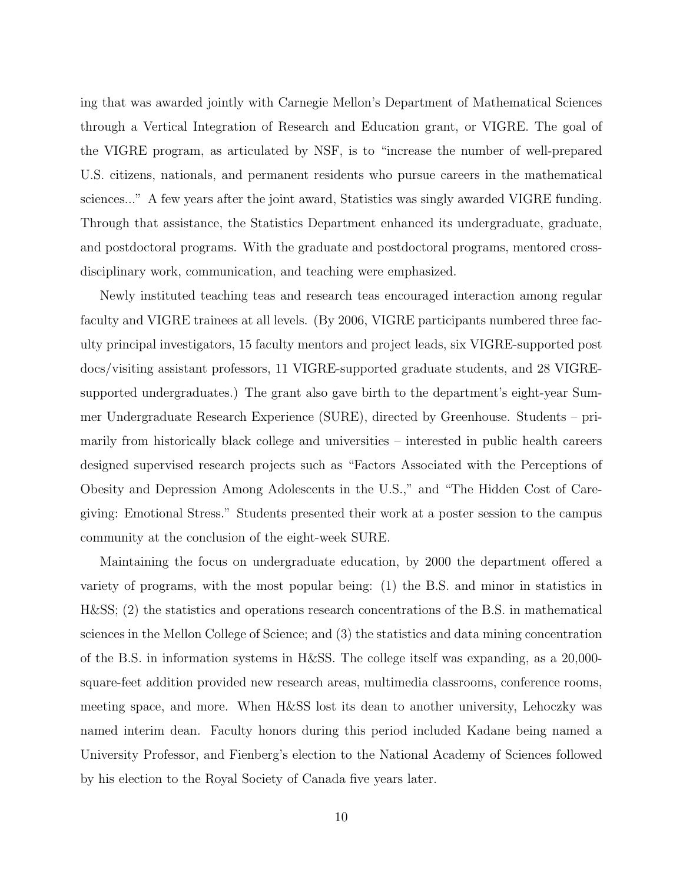ing that was awarded jointly with Carnegie Mellon's Department of Mathematical Sciences through a Vertical Integration of Research and Education grant, or VIGRE. The goal of the VIGRE program, as articulated by NSF, is to "increase the number of well-prepared U.S. citizens, nationals, and permanent residents who pursue careers in the mathematical sciences..." A few years after the joint award, Statistics was singly awarded VIGRE funding. Through that assistance, the Statistics Department enhanced its undergraduate, graduate, and postdoctoral programs. With the graduate and postdoctoral programs, mentored cross-disciplinary work, communication, and teaching were emphasized.

Newly instituted teaching teas and research teas encouraged interaction among regular faculty and VIGRE trainees at all levels. (By 2006, VIGRE participants numbered three faculty principal investigators, 15 faculty mentors and project leads, six VIGRE-supported post docs/visiting assistant professors, 11 VIGRE-supported graduate students, and 28 VIGRE-supported undergraduates.) The grant also gave birth to the department's eight-year Summer Undergraduate Research Experience (SURE), directed by Greenhouse. Students – primarily from historically black college and universities – interested in public health careers designed supervised research projects such as "Factors Associated with the Perceptions of Obesity and Depression Among Adolescents in the U.S.," and "The Hidden Cost of Caregiving: Emotional Stress." Students presented their work at a poster session to the campus community at the conclusion of the eight-week SURE.

Maintaining the focus on undergraduate education, by 2000 the department offered a variety of programs, with the most popular being: (1) the B.S. and minor in statistics in H&SS; (2) the statistics and operations research concentrations of the B.S. in mathematical sciences in the Mellon College of Science; and (3) the statistics and data mining concentration of the B.S. in information systems in H&SS. The college itself was expanding, as a 20,000-square-feet addition provided new research areas, multimedia classrooms, conference rooms, meeting space, and more. When H&SS lost its dean to another university, Lehoczky was named interim dean. Faculty honors during this period included Kadane being named a University Professor, and Fienberg's election to the National Academy of Sciences followed by his election to the Royal Society of Canada five years later.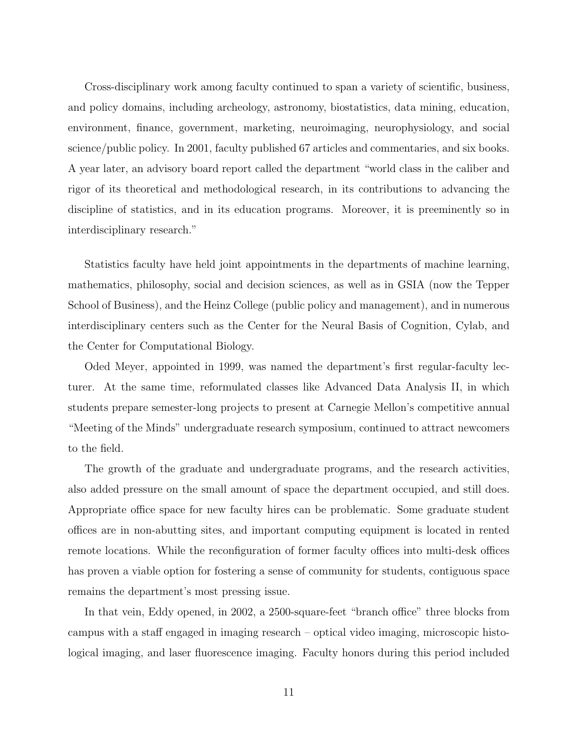Cross-disciplinary work among faculty continued to span a variety of scientific, business, and policy domains, including archeology, astronomy, biostatistics, data mining, education, environment, finance, government, marketing, neuroimaging, neurophysiology, and social science/public policy. In 2001, faculty published 67 articles and commentaries, and six books. A year later, an advisory board report called the department "world class in the caliber and rigor of its theoretical and methodological research, in its contributions to advancing the discipline of statistics, and in its education programs. Moreover, it is preeminently so in interdisciplinary research."

Statistics faculty have held joint appointments in the departments of machine learning, mathematics, philosophy, social and decision sciences, as well as in GSIA (now the Tepper School of Business), and the Heinz College (public policy and management), and in numerous interdisciplinary centers such as the Center for the Neural Basis of Cognition, Cylab, and the Center for Computational Biology.

Oded Meyer, appointed in 1999, was named the department's first regular-faculty lecturer. At the same time, reformulated classes like Advanced Data Analysis II, in which students prepare semester-long projects to present at Carnegie Mellon's competitive annual "Meeting of the Minds" undergraduate research symposium, continued to attract newcomers to the field.

The growth of the graduate and undergraduate programs, and the research activities, also added pressure on the small amount of space the department occupied, and still does. Appropriate office space for new faculty hires can be problematic. Some graduate student offices are in non-abutting sites, and important computing equipment is located in rented remote locations. While the reconfiguration of former faculty offices into multi-desk offices has proven a viable option for fostering a sense of community for students, contiguous space remains the department's most pressing issue.

In that vein, Eddy opened, in 2002, a 2500-square-feet "branch office" three blocks from campus with a staff engaged in imaging research – optical video imaging, microscopic histological imaging, and laser fluorescence imaging. Faculty honors during this period included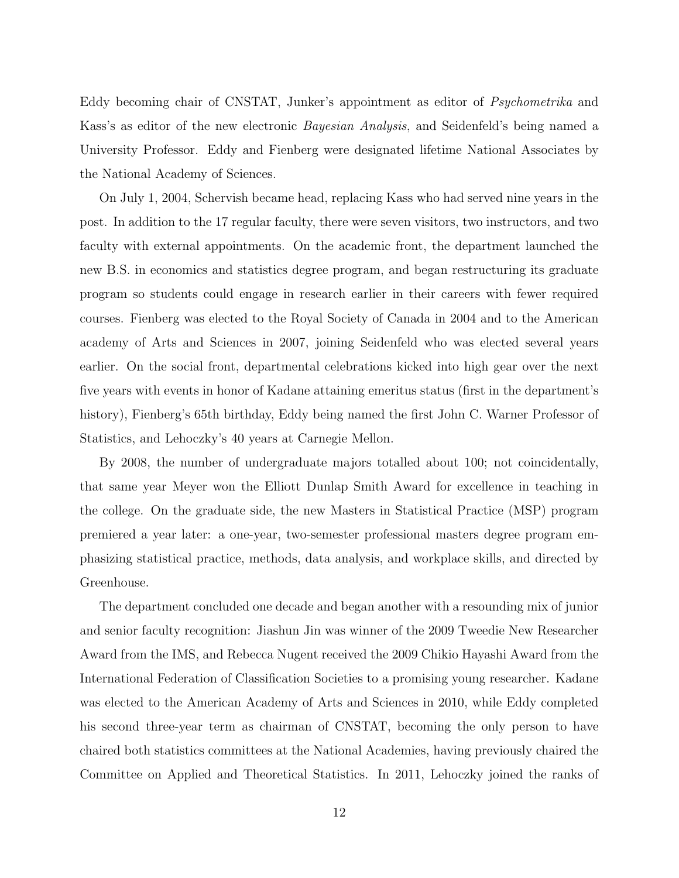Eddy becoming chair of CNSTAT, Junker's appointment as editor of *Psychometrika* and Kass's as editor of the new electronic *Bayesian Analysis*, and Seidenfeld's being named a University Professor. Eddy and Fienberg were designated lifetime National Associates by the National Academy of Sciences.

On July 1, 2004, Schervish became head, replacing Kass who had served nine years in the post. In addition to the 17 regular faculty, there were seven visitors, two instructors, and two faculty with external appointments. On the academic front, the department launched the new B.S. in economics and statistics degree program, and began restructuring its graduate program so students could engage in research earlier in their careers with fewer required courses. Fienberg was elected to the Royal Society of Canada in 2004 and to the American academy of Arts and Sciences in 2007, joining Seidenfeld who was elected several years earlier. On the social front, departmental celebrations kicked into high gear over the next five years with events in honor of Kadane attaining emeritus status (first in the department's history), Fienberg's 65th birthday, Eddy being named the first John C. Warner Professor of Statistics, and Lehoczky's 40 years at Carnegie Mellon.

By 2008, the number of undergraduate majors totalled about 100; not coincidentally, that same year Meyer won the Elliott Dunlap Smith Award for excellence in teaching in the college. On the graduate side, the new Masters in Statistical Practice (MSP) program premiered a year later: a one-year, two-semester professional masters degree program emphasizing statistical practice, methods, data analysis, and workplace skills, and directed by Greenhouse.

The department concluded one decade and began another with a resounding mix of junior and senior faculty recognition: Jiashun Jin was winner of the 2009 Tweedie New Researcher Award from the IMS, and Rebecca Nugent received the 2009 Chikio Hayashi Award from the International Federation of Classification Societies to a promising young researcher. Kadane was elected to the American Academy of Arts and Sciences in 2010, while Eddy completed his second three-year term as chairman of CNSTAT, becoming the only person to have chaired both statistics committees at the National Academies, having previously chaired the Committee on Applied and Theoretical Statistics. In 2011, Lehoczky joined the ranks of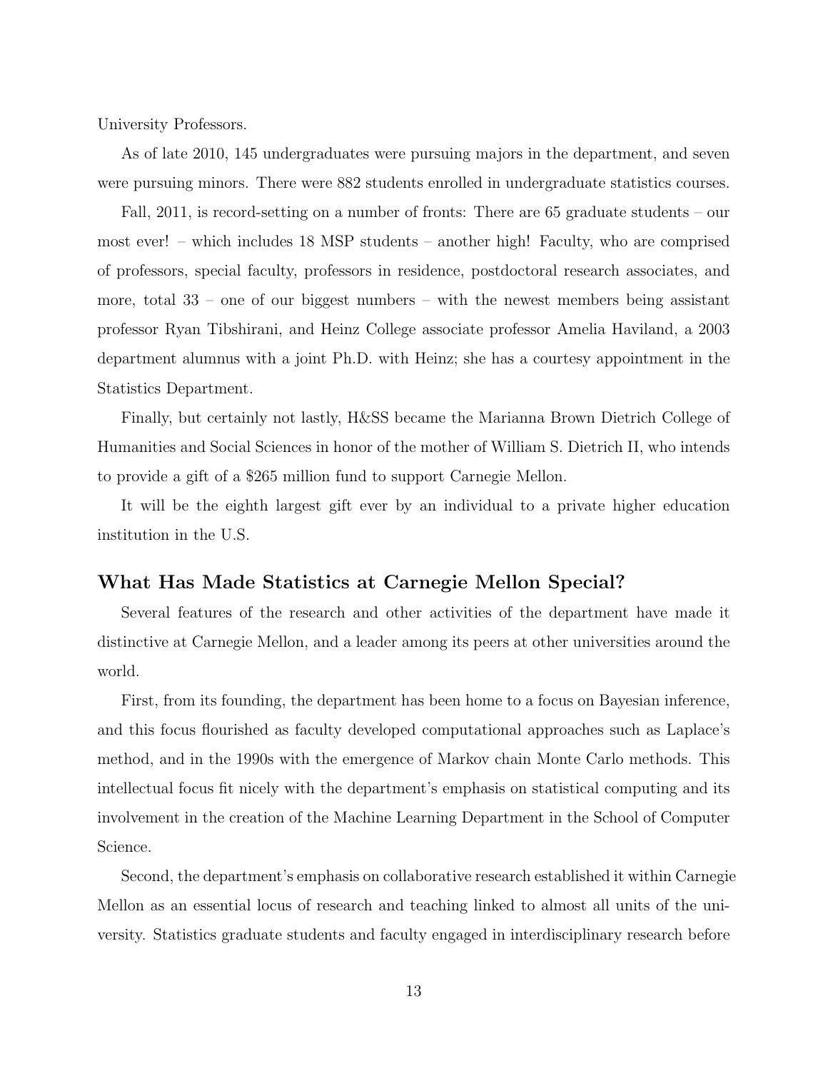University Professors.

As of late 2010, 145 undergraduates were pursuing majors in the department, and seven were pursuing minors. There were 882 students enrolled in undergraduate statistics courses.

Fall, 2011, is record-setting on a number of fronts: There are 65 graduate students – our most ever! – which includes 18 MSP students – another high! Faculty, who are comprised of professors, special faculty, professors in residence, postdoctoral research associates, and more, total 33 – one of our biggest numbers – with the newest members being assistant professor Ryan Tibshirani, and Heinz College associate professor Amelia Haviland, a 2003 department alumnus with a joint Ph.D. with Heinz; she has a courtesy appointment in the Statistics Department.

Finally, but certainly not lastly, H&SS became the Marianna Brown Dietrich College of Humanities and Social Sciences in honor of the mother of William S. Dietrich II, who intends to provide a gift of a $265 million fund to support Carnegie Mellon.

It will be the eighth largest gift ever by an individual to a private higher education institution in the U.S.

## What Has Made Statistics at Carnegie Mellon Special?

Several features of the research and other activities of the department have made it distinctive at Carnegie Mellon, and a leader among its peers at other universities around the world.

First, from its founding, the department has been home to a focus on Bayesian inference, and this focus flourished as faculty developed computational approaches such as Laplace's method, and in the 1990s with the emergence of Markov chain Monte Carlo methods. This intellectual focus fit nicely with the department's emphasis on statistical computing and its involvement in the creation of the Machine Learning Department in the School of Computer Science.

Second, the department's emphasis on collaborative research established it within Carnegie Mellon as an essential locus of research and teaching linked to almost all units of the university. Statistics graduate students and faculty engaged in interdisciplinary research before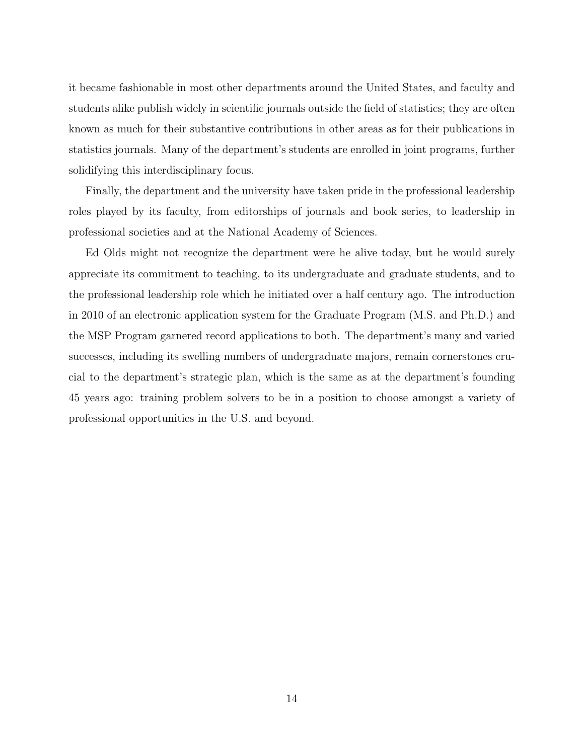it became fashionable in most other departments around the United States, and faculty and students alike publish widely in scientific journals outside the field of statistics; they are often known as much for their substantive contributions in other areas as for their publications in statistics journals. Many of the department's students are enrolled in joint programs, further solidifying this interdisciplinary focus.

Finally, the department and the university have taken pride in the professional leadership roles played by its faculty, from editorships of journals and book series, to leadership in professional societies and at the National Academy of Sciences.

Ed Olds might not recognize the department were he alive today, but he would surely appreciate its commitment to teaching, to its undergraduate and graduate students, and to the professional leadership role which he initiated over a half century ago. The introduction in 2010 of an electronic application system for the Graduate Program (M.S. and Ph.D.) and the MSP Program garnered record applications to both. The department's many and varied successes, including its swelling numbers of undergraduate majors, remain cornerstones crucial to the department's strategic plan, which is the same as at the department's founding 45 years ago: training problem solvers to be in a position to choose amongst a variety of professional opportunities in the U.S. and beyond.